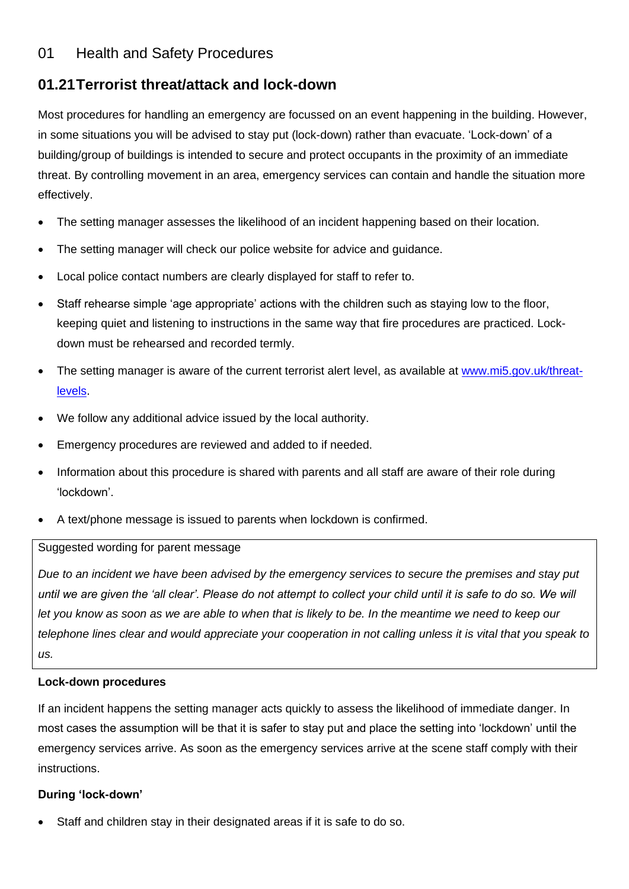# 01 Health and Safety Procedures

## 01.21 Terrorist threat/attack and lock-down

Most procedures for handling an emergency are focussed on an event happening in the building. However, in some situations you will be advised to stay put (lock-down) rather than evacuate. 'Lock-down' of a building/group of buildings is intended to secure and protect occupants in the proximity of an immediate threat. By controlling movement in an area, emergency services can contain and handle the situation more effectively.

- The setting manager assesses the likelihood of an incident happening based on their location.
- The setting manager will check our police website for advice and guidance.
- Local police contact numbers are clearly displayed for staff to refer to.
- Staff rehearse simple 'age appropriate' actions with the children such as staying low to the floor, keeping quiet and listening to instructions in the same way that fire procedures are practiced. Lock-down must be rehearsed and recorded termly.
- The setting manager is aware of the current terrorist alert level, as available at [www.mi5.gov.uk/threat-levels](www.mi5.gov.uk/threat-levels).
- We follow any additional advice issued by the local authority.
- Emergency procedures are reviewed and added to if needed.
- Information about this procedure is shared with parents and all staff are aware of their role during 'lockdown'.
- A text/phone message is issued to parents when lockdown is confirmed.

| Suggested wording for parent message |
|---|
| *Due to an incident we have been advised by the emergency services to secure the premises and stay put until we are given the 'all clear'. Please do not attempt to collect your child until it is safe to do so. We will let you know as soon as we are able to when that is likely to be. In the meantime we need to keep our telephone lines clear and would appreciate your cooperation in not calling unless it is vital that you speak to us.* |

**Lock-down procedures**

If an incident happens the setting manager acts quickly to assess the likelihood of immediate danger. In most cases the assumption will be that it is safer to stay put and place the setting into 'lockdown' until the emergency services arrive. As soon as the emergency services arrive at the scene staff comply with their instructions.

**During 'lock-down'**

- Staff and children stay in their designated areas if it is safe to do so.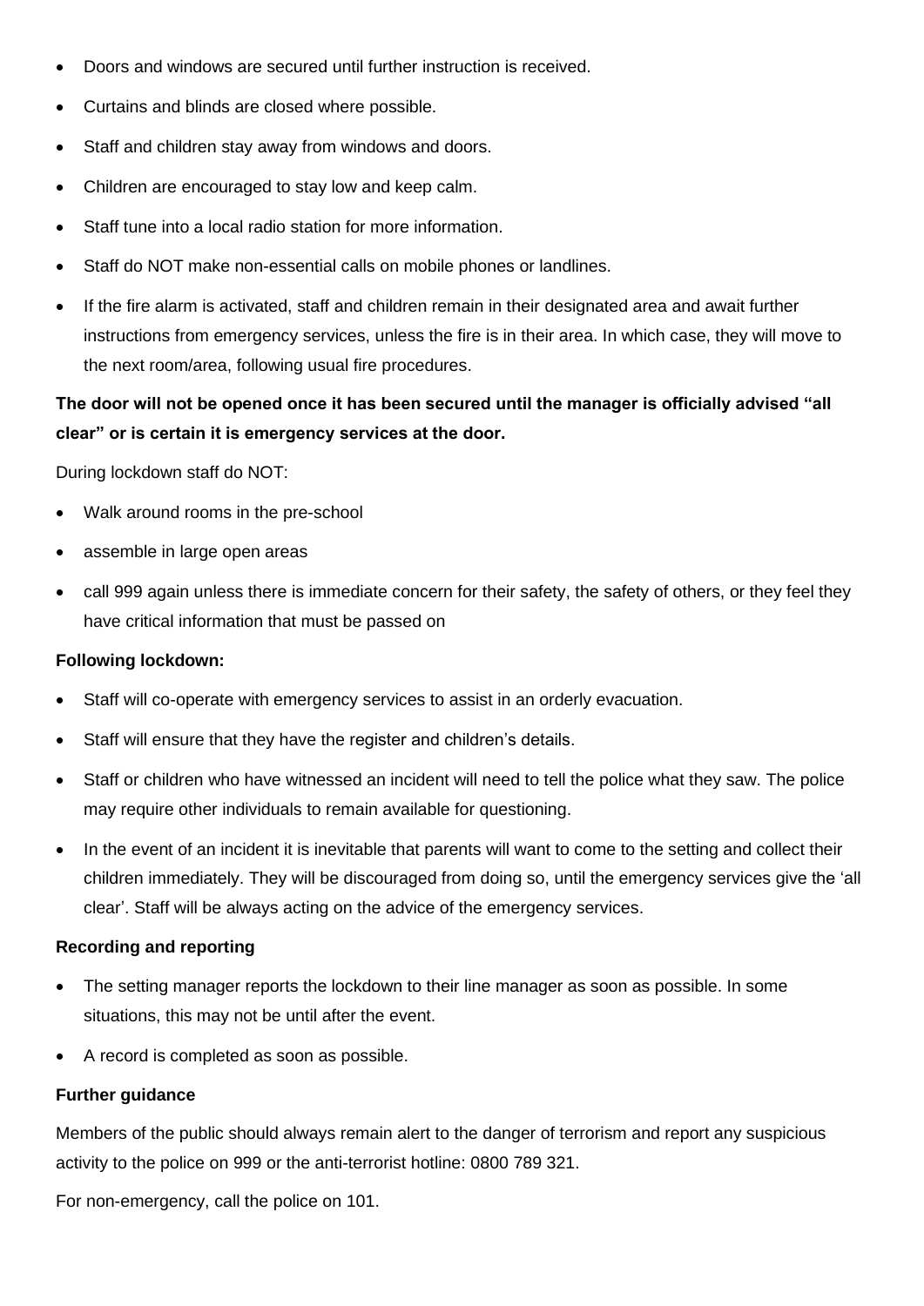- Doors and windows are secured until further instruction is received.
- Curtains and blinds are closed where possible.
- Staff and children stay away from windows and doors.
- Children are encouraged to stay low and keep calm.
- Staff tune into a local radio station for more information.
- Staff do NOT make non-essential calls on mobile phones or landlines.
- If the fire alarm is activated, staff and children remain in their designated area and await further instructions from emergency services, unless the fire is in their area. In which case, they will move to the next room/area, following usual fire procedures.

**The door will not be opened once it has been secured until the manager is officially advised "all clear" or is certain it is emergency services at the door.**

During lockdown staff do NOT:

- Walk around rooms in the pre-school
- assemble in large open areas
- call 999 again unless there is immediate concern for their safety, the safety of others, or they feel they have critical information that must be passed on

**Following lockdown:**

- Staff will co-operate with emergency services to assist in an orderly evacuation.
- Staff will ensure that they have the register and children's details.
- Staff or children who have witnessed an incident will need to tell the police what they saw. The police may require other individuals to remain available for questioning.
- In the event of an incident it is inevitable that parents will want to come to the setting and collect their children immediately. They will be discouraged from doing so, until the emergency services give the 'all clear'. Staff will be always acting on the advice of the emergency services.

**Recording and reporting**

- The setting manager reports the lockdown to their line manager as soon as possible. In some situations, this may not be until after the event.
- A record is completed as soon as possible.

**Further guidance**

Members of the public should always remain alert to the danger of terrorism and report any suspicious activity to the police on 999 or the anti-terrorist hotline: 0800 789 321.

For non-emergency, call the police on 101.